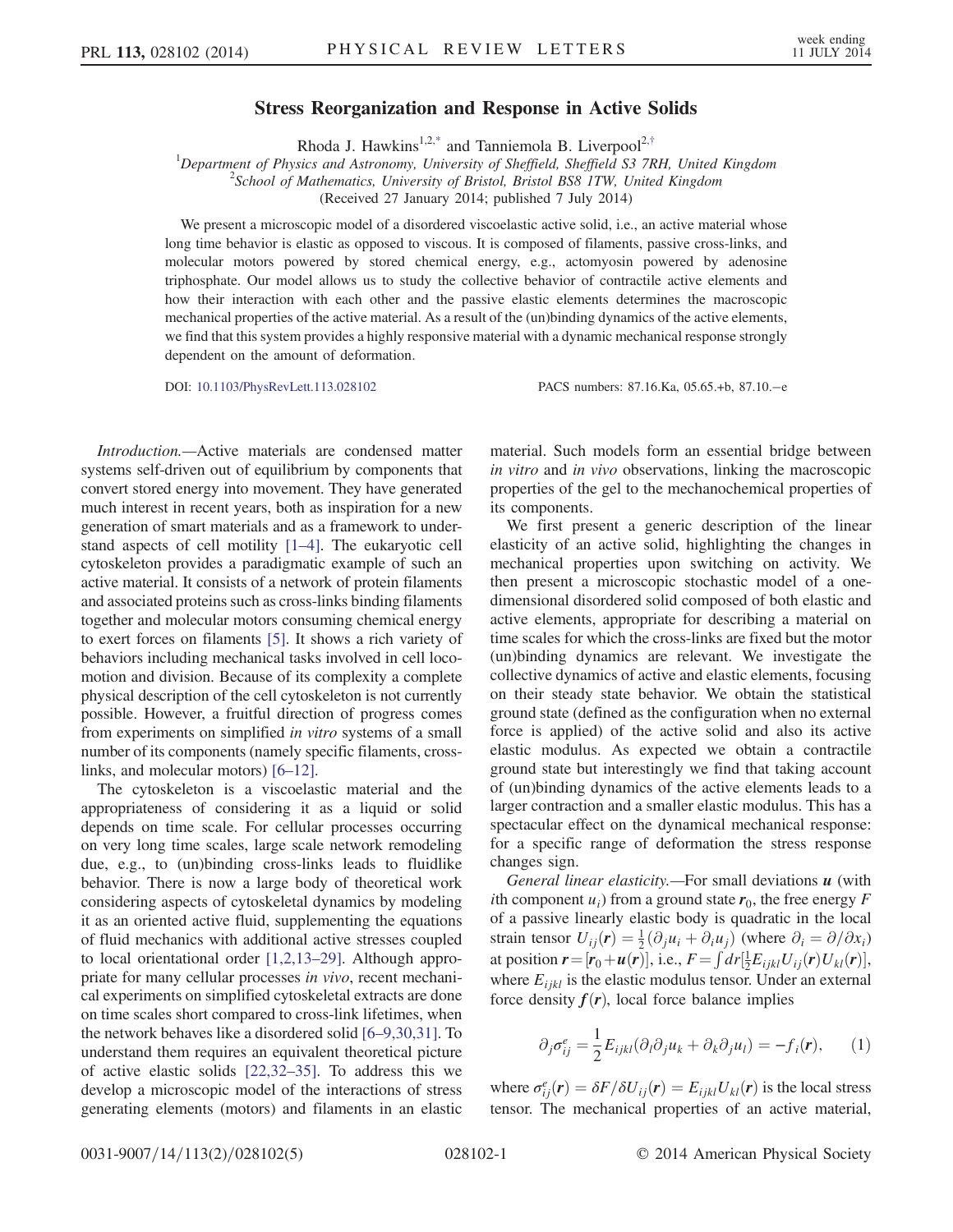# Stress Reorganization and Response in Active Solids

Rhoda J. Hawkins[1,2,*] and Tanniemola B. Liverpool[2,†]

[1]Department of Physics and Astronomy, University of Sheffield, Sheffield S3 7RH, United Kingdom
[2]School of Mathematics, University of Bristol, Bristol BS8 1TW, United Kingdom
(Received 27 January 2014; published 7 July 2014)

We present a microscopic model of a disordered viscoelastic active solid, i.e., an active material whose long time behavior is elastic as opposed to viscous. It is composed of filaments, passive cross-links, and molecular motors powered by stored chemical energy, e.g., actomyosin powered by adenosine triphosphate. Our model allows us to study the collective behavior of contractile active elements and how their interaction with each other and the passive elastic elements determines the macroscopic mechanical properties of the active material. As a result of the (un)binding dynamics of the active elements, we find that this system provides a highly responsive material with a dynamic mechanical response strongly dependent on the amount of deformation.

DOI: 10.1103/PhysRevLett.113.028102 PACS numbers: 87.16.Ka, 05.65.+b, 87.10.−e

*Introduction.*—Active materials are condensed matter systems self-driven out of equilibrium by components that convert stored energy into movement. They have generated much interest in recent years, both as inspiration for a new generation of smart materials and as a framework to understand aspects of cell motility [1–4]. The eukaryotic cell cytoskeleton provides a paradigmatic example of such an active material. It consists of a network of protein filaments and associated proteins such as cross-links binding filaments together and molecular motors consuming chemical energy to exert forces on filaments [5]. It shows a rich variety of behaviors including mechanical tasks involved in cell locomotion and division. Because of its complexity a complete physical description of the cell cytoskeleton is not currently possible. However, a fruitful direction of progress comes from experiments on simplified *in vitro* systems of a small number of its components (namely specific filaments, cross-links, and molecular motors) [6–12].

The cytoskeleton is a viscoelastic material and the appropriateness of considering it as a liquid or solid depends on time scale. For cellular processes occurring on very long time scales, large scale network remodeling due, e.g., to (un)binding cross-links leads to fluidlike behavior. There is now a large body of theoretical work considering aspects of cytoskeletal dynamics by modeling it as an oriented active fluid, supplementing the equations of fluid mechanics with additional active stresses coupled to local orientational order [1,2,13–29]. Although appropriate for many cellular processes *in vivo*, recent mechanical experiments on simplified cytoskeletal extracts are done on time scales short compared to cross-link lifetimes, when the network behaves like a disordered solid [6–9,30,31]. To understand them requires an equivalent theoretical picture of active elastic solids [22,32–35]. To address this we develop a microscopic model of the interactions of stress generating elements (motors) and filaments in an elastic material. Such models form an essential bridge between *in vitro* and *in vivo* observations, linking the macroscopic properties of the gel to the mechanochemical properties of its components.

We first present a generic description of the linear elasticity of an active solid, highlighting the changes in mechanical properties upon switching on activity. We then present a microscopic stochastic model of a one-dimensional disordered solid composed of both elastic and active elements, appropriate for describing a material on time scales for which the cross-links are fixed but the motor (un)binding dynamics are relevant. We investigate the collective dynamics of active and elastic elements, focusing on their steady state behavior. We obtain the statistical ground state (defined as the configuration when no external force is applied) of the active solid and also its active elastic modulus. As expected we obtain a contractile ground state but interestingly we find that taking account of (un)binding dynamics of the active elements leads to a larger contraction and a smaller elastic modulus. This has a spectacular effect on the dynamical mechanical response: for a specific range of deformation the stress response changes sign.

*General linear elasticity.*—For small deviations $\boldsymbol{u}$ (with $i$th component $u_i$) from a ground state $\boldsymbol{r}_0$, the free energy $F$ of a passive linearly elastic body is quadratic in the local strain tensor $U_{ij}(\boldsymbol{r}) = \frac{1}{2}(\partial_j u_i + \partial_i u_j)$ (where $\partial_i = \partial/\partial x_i$) at position $\boldsymbol{r} = [\boldsymbol{r}_0 + \boldsymbol{u}(\boldsymbol{r})]$, i.e., $F = \int dr[\frac{1}{2}E_{ijkl}U_{ij}(\boldsymbol{r})U_{kl}(\boldsymbol{r})]$, where $E_{ijkl}$ is the elastic modulus tensor. Under an external force density $\boldsymbol{f}(\boldsymbol{r})$, local force balance implies

$$\partial_j \sigma^e_{ij} = \frac{1}{2}E_{ijkl}(\partial_l \partial_j u_k + \partial_k \partial_j u_l) = -f_i(\boldsymbol{r}), \quad (1)$$

where $\sigma^e_{ij}(\boldsymbol{r}) = \delta F/\delta U_{ij}(\boldsymbol{r}) = E_{ijkl}U_{kl}(\boldsymbol{r})$ is the local stress tensor. The mechanical properties of an active material,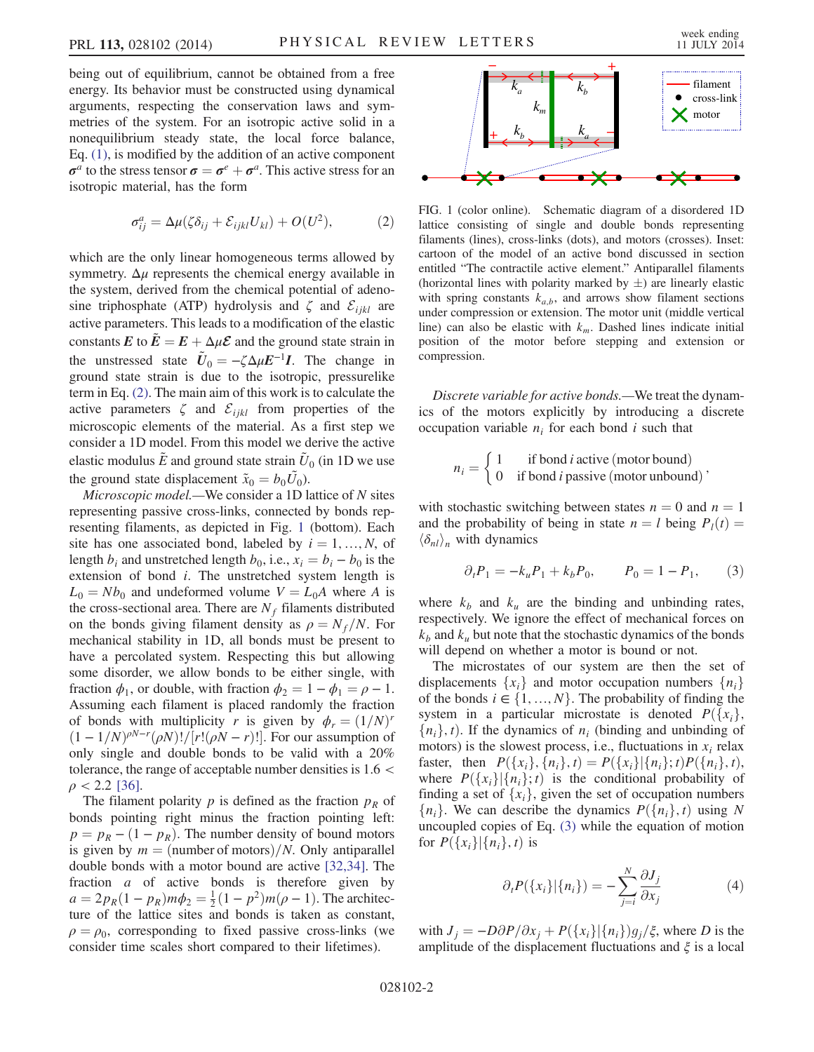being out of equilibrium, cannot be obtained from a free energy. Its behavior must be constructed using dynamical arguments, respecting the conservation laws and symmetries of the system. For an isotropic active solid in a nonequilibrium steady state, the local force balance, Eq. (1), is modified by the addition of an active component $\boldsymbol{\sigma}^a$ to the stress tensor $\boldsymbol{\sigma} = \boldsymbol{\sigma}^e + \boldsymbol{\sigma}^a$. This active stress for an isotropic material, has the form

$$\sigma^a_{ij} = \Delta\mu(\zeta\delta_{ij} + \mathcal{E}_{ijkl}U_{kl}) + O(U^2), \qquad (2)$$

which are the only linear homogeneous terms allowed by symmetry. $\Delta\mu$ represents the chemical energy available in the system, derived from the chemical potential of adenosine triphosphate (ATP) hydrolysis and $\zeta$ and $\mathcal{E}_{ijkl}$ are active parameters. This leads to a modification of the elastic constants $\boldsymbol{E}$ to $\tilde{\boldsymbol{E}} = \boldsymbol{E} + \Delta\mu\boldsymbol{\mathcal{E}}$ and the ground state strain in the unstressed state $\tilde{\boldsymbol{U}}_0 = -\zeta\Delta\mu\boldsymbol{E}^{-1}\boldsymbol{I}$. The change in ground state strain is due to the isotropic, pressurelike term in Eq. (2). The main aim of this work is to calculate the active parameters $\zeta$ and $\mathcal{E}_{ijkl}$ from properties of the microscopic elements of the material. As a first step we consider a 1D model. From this model we derive the active elastic modulus $\tilde{E}$ and ground state strain $\tilde{U}_0$ (in 1D we use the ground state displacement $\tilde{x}_0 = b_0\tilde{U}_0$).

*Microscopic model.*—We consider a 1D lattice of $N$ sites representing passive cross-links, connected by bonds representing filaments, as depicted in Fig. 1 (bottom). Each site has one associated bond, labeled by $i = 1, \ldots, N$, of length $b_i$ and unstretched length $b_0$, i.e., $x_i = b_i - b_0$ is the extension of bond $i$. The unstretched system length is $L_0 = Nb_0$ and undeformed volume $V = L_0A$ where $A$ is the cross-sectional area. There are $N_f$ filaments distributed on the bonds giving filament density as $\rho = N_f/N$. For mechanical stability in 1D, all bonds must be present to have a percolated system. Respecting this but allowing some disorder, we allow bonds to be either single, with fraction $\phi_1$, or double, with fraction $\phi_2 = 1 - \phi_1 = \rho - 1$. Assuming each filament is placed randomly the fraction of bonds with multiplicity $r$ is given by $\phi_r = (1/N)^r (1 - 1/N)^{\rho N - r}(\rho N)!/[r!(\rho N - r)!]$. For our assumption of only single and double bonds to be valid with a 20% tolerance, the range of acceptable number densities is $1.6 < \rho < 2.2$ [36].

The filament polarity $p$ is defined as the fraction $p_R$ of bonds pointing right minus the fraction pointing left: $p = p_R - (1 - p_R)$. The number density of bound motors is given by $m = (\text{number of motors})/N$. Only antiparallel double bonds with a motor bound are active [32,34]. The fraction $a$ of active bonds is therefore given by $a = 2p_R(1 - p_R)m\phi_2 = \frac{1}{2}(1 - p^2)m(\rho - 1)$. The architecture of the lattice sites and bonds is taken as constant, $\rho = \rho_0$, corresponding to fixed passive cross-links (we consider time scales short compared to their lifetimes).

FIG. 1 (color online). Schematic diagram of a disordered 1D lattice consisting of single and double bonds representing filaments (lines), cross-links (dots), and motors (crosses). Inset: cartoon of the model of an active bond discussed in section entitled "The contractile active element." Antiparallel filaments (horizontal lines with polarity marked by $\pm$) are linearly elastic with spring constants $k_{a,b}$, and arrows show filament sections under compression or extension. The motor unit (middle vertical line) can also be elastic with $k_m$. Dashed lines indicate initial position of the motor before stepping and extension or compression.

*Discrete variable for active bonds.*—We treat the dynamics of the motors explicitly by introducing a discrete occupation variable $n_i$ for each bond $i$ such that

$$n_i = \begin{cases} 1 & \text{if bond } i \text{ active (motor bound)} \\ 0 & \text{if bond } i \text{ passive (motor unbound)} \end{cases},$$

with stochastic switching between states $n = 0$ and $n = 1$ and the probability of being in state $n = l$ being $P_l(t) = \langle\delta_{nl}\rangle_n$ with dynamics

$$\partial_t P_1 = -k_u P_1 + k_b P_0, \qquad P_0 = 1 - P_1, \qquad (3)$$

where $k_b$ and $k_u$ are the binding and unbinding rates, respectively. We ignore the effect of mechanical forces on $k_b$ and $k_u$ but note that the stochastic dynamics of the bonds will depend on whether a motor is bound or not.

The microstates of our system are then the set of displacements $\{x_i\}$ and motor occupation numbers $\{n_i\}$ of the bonds $i \in \{1, \ldots, N\}$. The probability of finding the system in a particular microstate is denoted $P(\{x_i\}, \{n_i\}, t)$. If the dynamics of $n_i$ (binding and unbinding of motors) is the slowest process, i.e., fluctuations in $x_i$ relax faster, then $P(\{x_i\}, \{n_i\}, t) = P(\{x_i\}|\{n_i\}; t)P(\{n_i\}, t)$, where $P(\{x_i\}|\{n_i\}; t)$ is the conditional probability of finding a set of $\{x_i\}$, given the set of occupation numbers $\{n_i\}$. We can describe the dynamics $P(\{n_i\}, t)$ using $N$ uncoupled copies of Eq. (3) while the equation of motion for $P(\{x_i\}|\{n_i\}, t)$ is

$$\partial_t P(\{x_i\}|\{n_i\}) = -\sum_{j=i}^{N} \frac{\partial J_j}{\partial x_j} \qquad (4)$$

with $J_j = -D\partial P/\partial x_j + P(\{x_i\}|\{n_i\})g_j/\xi$, where $D$ is the amplitude of the displacement fluctuations and $\xi$ is a local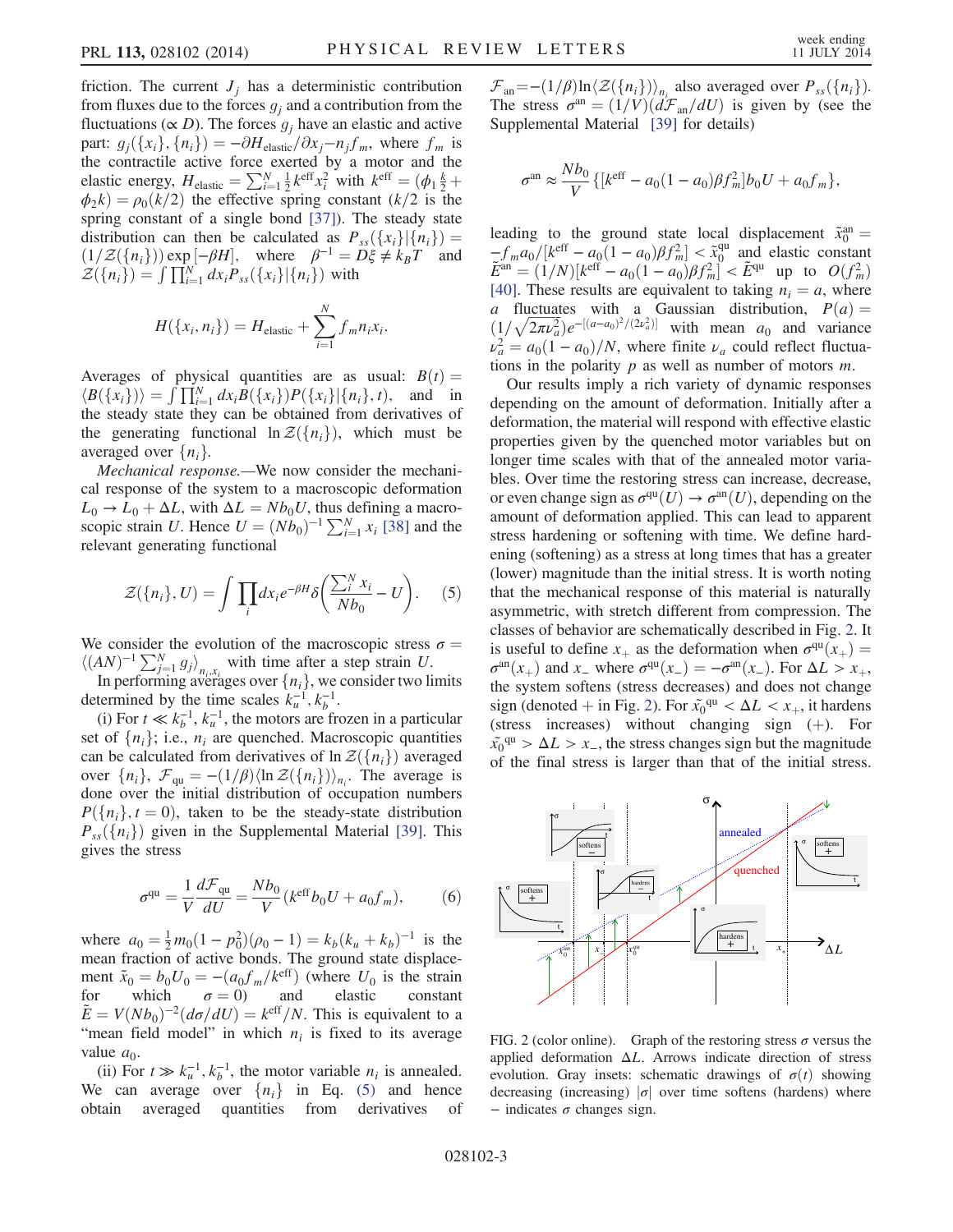friction. The current $J_j$ has a deterministic contribution from fluxes due to the forces $g_j$ and a contribution from the fluctuations ($\propto D$). The forces $g_j$ have an elastic and active part: $g_j(\{x_i\},\{n_i\}) = -\partial H_{\text{elastic}}/\partial x_j - n_j f_m$, where $f_m$ is the contractile active force exerted by a motor and the elastic energy, $H_{\text{elastic}} = \sum_{i=1}^N \frac{1}{2} k^{\text{eff}} x_i^2$ with $k^{\text{eff}} = (\phi_1 \frac{k}{2} + \phi_2 k) = \rho_0(k/2)$ the effective spring constant ($k/2$ is the spring constant of a single bond [37]). The steady state distribution can then be calculated as $P_{ss}(\{x_i\}|\{n_i\}) = (1/\mathcal{Z}(\{n_i\}))\exp[-\beta H]$, where $\beta^{-1} = D\xi \neq k_B T$ and $\mathcal{Z}(\{n_i\}) = \int \prod_{i=1}^N dx_i P_{ss}(\{x_i\}|\{n_i\})$ with

$$H(\{x_i, n_i\}) = H_{\text{elastic}} + \sum_{i=1}^N f_m n_i x_i.$$

Averages of physical quantities are as usual: $B(t) = \langle B(\{x_i\})\rangle = \int \prod_{i=1}^N dx_i B(\{x_i\}) P(\{x_i\}|\{n_i\}, t)$, and in the steady state they can be obtained from derivatives of the generating functional $\ln \mathcal{Z}(\{n_i\})$, which must be averaged over $\{n_i\}$.

*Mechanical response.*—We now consider the mechanical response of the system to a macroscopic deformation $L_0 \to L_0 + \Delta L$, with $\Delta L = N b_0 U$, thus defining a macroscopic strain $U$. Hence $U = (N b_0)^{-1} \sum_{i=1}^N x_i$ [38] and the relevant generating functional

$$\mathcal{Z}(\{n_i\}, U) = \int \prod_i dx_i e^{-\beta H} \delta\left(\frac{\sum_i^N x_i}{N b_0} - U\right). \quad (5)$$

We consider the evolution of the macroscopic stress $\sigma = \langle (AN)^{-1} \sum_{j=1}^N g_j \rangle_{n_i, x_i}$ with time after a step strain $U$.

In performing averages over $\{n_i\}$, we consider two limits determined by the time scales $k_u^{-1}, k_b^{-1}$.

(i) For $t \ll k_b^{-1}, k_u^{-1}$, the motors are frozen in a particular set of $\{n_i\}$; i.e., $n_i$ are quenched. Macroscopic quantities can be calculated from derivatives of $\ln \mathcal{Z}(\{n_i\})$ averaged over $\{n_i\}$, $\mathcal{F}_{\text{qu}} = -(1/\beta)\langle \ln \mathcal{Z}(\{n_i\})\rangle_{n_i}$. The average is done over the initial distribution of occupation numbers $P(\{n_i\}, t = 0)$, taken to be the steady-state distribution $P_{ss}(\{n_i\})$ given in the Supplemental Material [39]. This gives the stress

$$\sigma^{\text{qu}} = \frac{1}{V}\frac{d\mathcal{F}_{\text{qu}}}{dU} = \frac{N b_0}{V}(k^{\text{eff}} b_0 U + a_0 f_m), \quad (6)$$

where $a_0 = \frac{1}{2} m_0 (1 - p_0^2)(\rho_0 - 1) = k_b (k_u + k_b)^{-1}$ is the mean fraction of active bonds. The ground state displacement $\tilde{x}_0 = b_0 U_0 = -(a_0 f_m / k^{\text{eff}})$ (where $U_0$ is the strain for which $\sigma = 0$) and elastic constant $\tilde{E} = V(N b_0)^{-2}(d\sigma/dU) = k^{\text{eff}}/N$. This is equivalent to a "mean field model" in which $n_i$ is fixed to its average value $a_0$.

(ii) For $t \gg k_u^{-1}, k_b^{-1}$, the motor variable $n_i$ is annealed. We can average over $\{n_i\}$ in Eq. (5) and hence obtain averaged quantities from derivatives of $\mathcal{F}_{\text{an}} = -(1/\beta)\ln\langle \mathcal{Z}(\{n_i\})\rangle_{n_i}$ also averaged over $P_{ss}(\{n_i\})$. The stress $\sigma^{\text{an}} = (1/V)(d\mathcal{F}_{\text{an}}/dU)$ is given by (see the Supplemental Material [39] for details)

$$\sigma^{\text{an}} \approx \frac{N b_0}{V}\{[k^{\text{eff}} - a_0(1 - a_0)\beta f_m^2] b_0 U + a_0 f_m\},$$

leading to the ground state local displacement $\tilde{x}_0^{\text{an}} = -f_m a_0/[k^{\text{eff}} - a_0(1 - a_0)\beta f_m^2] < \tilde{x}_0^{\text{qu}}$ and elastic constant $\tilde{E}^{\text{an}} = (1/N)[k^{\text{eff}} - a_0(1 - a_0)\beta f_m^2] < \tilde{E}^{\text{qu}}$ up to $O(f_m^2)$ [40]. These results are equivalent to taking $n_i = a$, where $a$ fluctuates with a Gaussian distribution, $P(a) = (1/\sqrt{2\pi\nu_a^2}) e^{-[(a - a_0)^2/(2\nu_a^2)]}$ with mean $a_0$ and variance $\nu_a^2 = a_0(1 - a_0)/N$, where finite $\nu_a$ could reflect fluctuations in the polarity $p$ as well as number of motors $m$.

Our results imply a rich variety of dynamic responses depending on the amount of deformation. Initially after a deformation, the material will respond with effective elastic properties given by the quenched motor variables but on longer time scales with that of the annealed motor variables. Over time the restoring stress can increase, decrease, or even change sign as $\sigma^{\text{qu}}(U) \to \sigma^{\text{an}}(U)$, depending on the amount of deformation applied. This can lead to apparent stress hardening or softening with time. We define hardening (softening) as a stress at long times that has a greater (lower) magnitude than the initial stress. It is worth noting that the mechanical response of this material is naturally asymmetric, with stretch different from compression. The classes of behavior are schematically described in Fig. 2. It is useful to define $x_+$ as the deformation when $\sigma^{\text{qu}}(x_+) = \sigma^{\text{an}}(x_+)$ and $x_-$ where $\sigma^{\text{qu}}(x_-) = -\sigma^{\text{an}}(x_-)$. For $\Delta L > x_+$, the system softens (stress decreases) and does not change sign (denoted + in Fig. 2). For $\tilde{x}_0^{\text{qu}} < \Delta L < x_+$, it hardens (stress increases) without changing sign (+). For $\tilde{x}_0^{\text{qu}} > \Delta L > x_-$, the stress changes sign but the magnitude of the final stress is larger than that of the initial stress.

FIG. 2 (color online). Graph of the restoring stress $\sigma$ versus the applied deformation $\Delta L$. Arrows indicate direction of stress evolution. Gray insets: schematic drawings of $\sigma(t)$ showing decreasing (increasing) $|\sigma|$ over time softens (hardens) where − indicates $\sigma$ changes sign.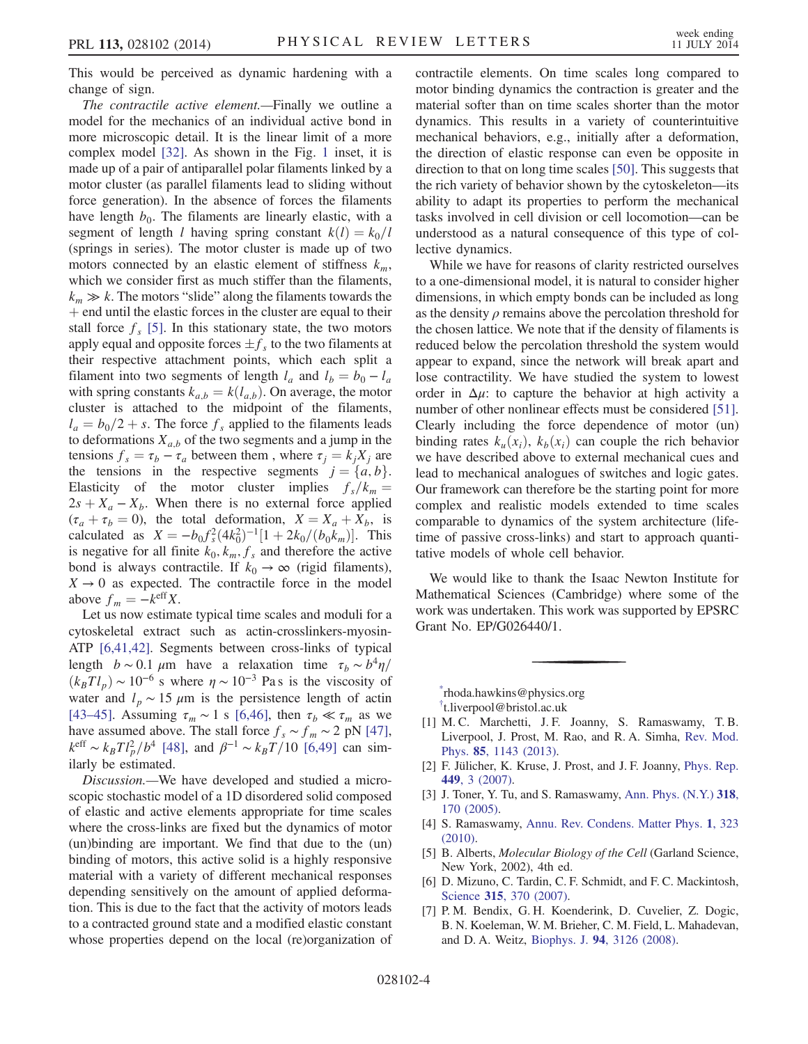This would be perceived as dynamic hardening with a change of sign.

*The contractile active element.*—Finally we outline a model for the mechanics of an individual active bond in more microscopic detail. It is the linear limit of a more complex model [32]. As shown in the Fig. 1 inset, it is made up of a pair of antiparallel polar filaments linked by a motor cluster (as parallel filaments lead to sliding without force generation). In the absence of forces the filaments have length $b_0$. The filaments are linearly elastic, with a segment of length $l$ having spring constant $k(l) = k_0/l$ (springs in series). The motor cluster is made up of two motors connected by an elastic element of stiffness $k_m$, which we consider first as much stiffer than the filaments, $k_m \gg k$. The motors "slide" along the filaments towards the $+$ end until the elastic forces in the cluster are equal to their stall force $f_s$ [5]. In this stationary state, the two motors apply equal and opposite forces $\pm f_s$ to the two filaments at their respective attachment points, which each split a filament into two segments of length $l_a$ and $l_b = b_0 - l_a$ with spring constants $k_{a,b} = k(l_{a,b})$. On average, the motor cluster is attached to the midpoint of the filaments, $l_a = b_0/2 + s$. The force $f_s$ applied to the filaments leads to deformations $X_{a,b}$ of the two segments and a jump in the tensions $f_s = \tau_b - \tau_a$ between them , where $\tau_j = k_j X_j$ are the tensions in the respective segments $j = \{a, b\}$. Elasticity of the motor cluster implies $f_s/k_m = 2s + X_a - X_b$. When there is no external force applied ($\tau_a + \tau_b = 0$), the total deformation, $X = X_a + X_b$, is calculated as $X = -b_0 f_s^2 (4k_0^2)^{-1}[1 + 2k_0/(b_0 k_m)]$. This is negative for all finite $k_0, k_m, f_s$ and therefore the active bond is always contractile. If $k_0 \to \infty$ (rigid filaments), $X \to 0$ as expected. The contractile force in the model above $f_m = -k^{\mathrm{eff}} X$.

Let us now estimate typical time scales and moduli for a cytoskeletal extract such as actin-crosslinkers-myosin-ATP [6,41,42]. Segments between cross-links of typical length $b \sim 0.1\ \mu$m have a relaxation time $\tau_b \sim b^4 \eta/(k_B T l_p) \sim 10^{-6}$ s where $\eta \sim 10^{-3}$ Pa s is the viscosity of water and $l_p \sim 15\ \mu$m is the persistence length of actin [43–45]. Assuming $\tau_m \sim 1$ s [6,46], then $\tau_b \ll \tau_m$ as we have assumed above. The stall force $f_s \sim f_m \sim 2$ pN [47], $k^{\mathrm{eff}} \sim k_B T l_p^2 / b^4$ [48], and $\beta^{-1} \sim k_B T/10$ [6,49] can similarly be estimated.

*Discussion.*—We have developed and studied a microscopic stochastic model of a 1D disordered solid composed of elastic and active elements appropriate for time scales where the cross-links are fixed but the dynamics of motor (un)binding are important. We find that due to the (un) binding of motors, this active solid is a highly responsive material with a variety of different mechanical responses depending sensitively on the amount of applied deformation. This is due to the fact that the activity of motors leads to a contracted ground state and a modified elastic constant whose properties depend on the local (re)organization of contractile elements. On time scales long compared to motor binding dynamics the contraction is greater and the material softer than on time scales shorter than the motor dynamics. This results in a variety of counterintuitive mechanical behaviors, e.g., initially after a deformation, the direction of elastic response can even be opposite in direction to that on long time scales [50]. This suggests that the rich variety of behavior shown by the cytoskeleton—its ability to adapt its properties to perform the mechanical tasks involved in cell division or cell locomotion—can be understood as a natural consequence of this type of collective dynamics.

While we have for reasons of clarity restricted ourselves to a one-dimensional model, it is natural to consider higher dimensions, in which empty bonds can be included as long as the density $\rho$ remains above the percolation threshold for the chosen lattice. We note that if the density of filaments is reduced below the percolation threshold the system would appear to expand, since the network will break apart and lose contractility. We have studied the system to lowest order in $\Delta\mu$: to capture the behavior at high activity a number of other nonlinear effects must be considered [51]. Clearly including the force dependence of motor (un) binding rates $k_u(x_i)$, $k_b(x_i)$ can couple the rich behavior we have described above to external mechanical cues and lead to mechanical analogues of switches and logic gates. Our framework can therefore be the starting point for more complex and realistic models extended to time scales comparable to dynamics of the system architecture (lifetime of passive cross-links) and start to approach quantitative models of whole cell behavior.

We would like to thank the Isaac Newton Institute for Mathematical Sciences (Cambridge) where some of the work was undertaken. This work was supported by EPSRC Grant No. EP/G026440/1.

---

[*] rhoda.hawkins@physics.org

[†] t.liverpool@bristol.ac.uk

[1] M. C. Marchetti, J. F. Joanny, S. Ramaswamy, T. B. Liverpool, J. Prost, M. Rao, and R. A. Simha, Rev. Mod. Phys. **85**, 1143 (2013).

[2] F. Jülicher, K. Kruse, J. Prost, and J. F. Joanny, Phys. Rep. **449**, 3 (2007).

[3] J. Toner, Y. Tu, and S. Ramaswamy, Ann. Phys. (N.Y.) **318**, 170 (2005).

[4] S. Ramaswamy, Annu. Rev. Condens. Matter Phys. **1**, 323 (2010).

[5] B. Alberts, *Molecular Biology of the Cell* (Garland Science, New York, 2002), 4th ed.

[6] D. Mizuno, C. Tardin, C. F. Schmidt, and F. C. Mackintosh, Science **315**, 370 (2007).

[7] P. M. Bendix, G. H. Koenderink, D. Cuvelier, Z. Dogic, B. N. Koeleman, W. M. Brieher, C. M. Field, L. Mahadevan, and D. A. Weitz, Biophys. J. **94**, 3126 (2008).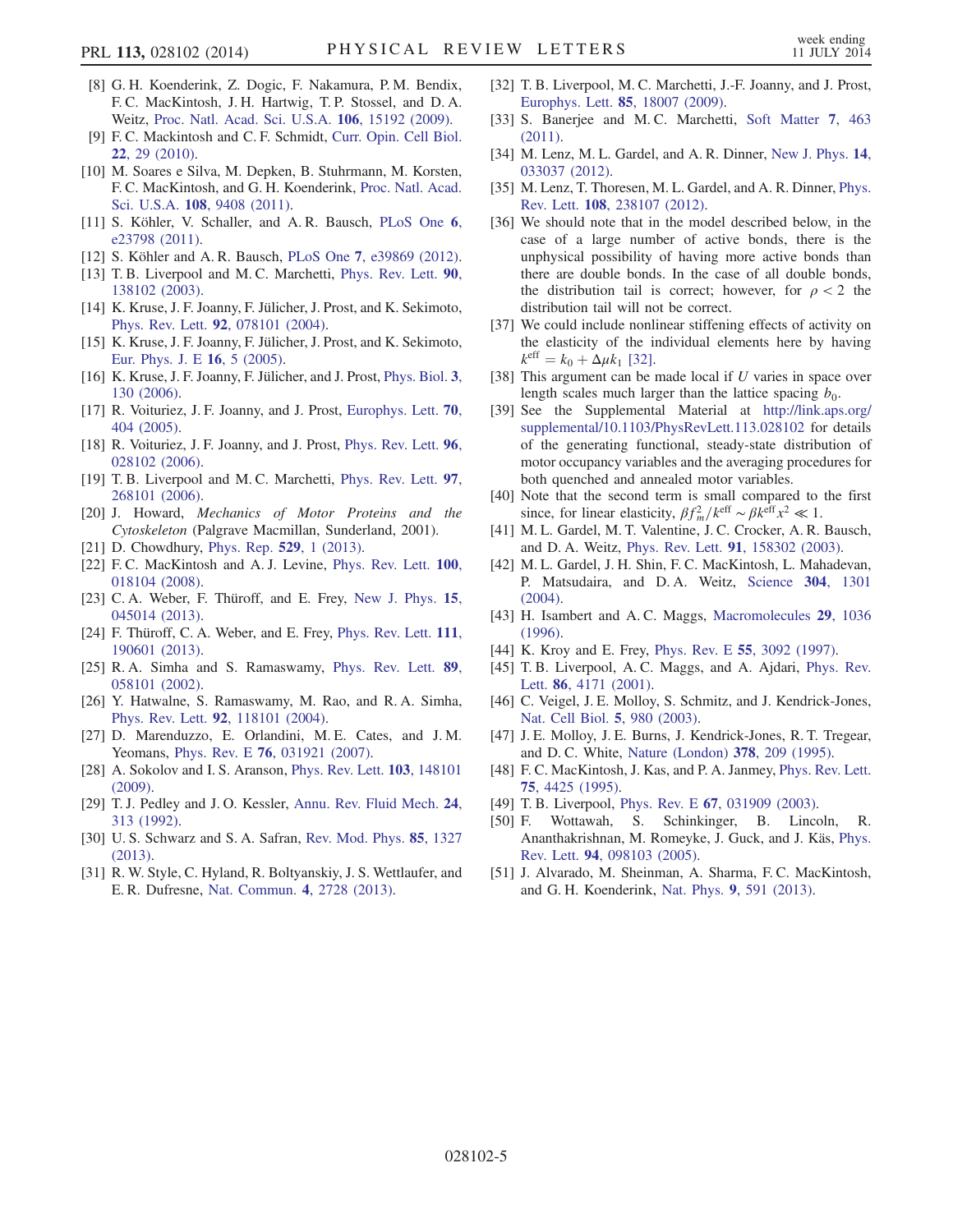[8] G. H. Koenderink, Z. Dogic, F. Nakamura, P. M. Bendix, F. C. MacKintosh, J. H. Hartwig, T. P. Stossel, and D. A. Weitz, Proc. Natl. Acad. Sci. U.S.A. **106**, 15192 (2009).

[9] F. C. Mackintosh and C. F. Schmidt, Curr. Opin. Cell Biol. **22**, 29 (2010).

[10] M. Soares e Silva, M. Depken, B. Stuhrmann, M. Korsten, F. C. MacKintosh, and G. H. Koenderink, Proc. Natl. Acad. Sci. U.S.A. **108**, 9408 (2011).

[11] S. Köhler, V. Schaller, and A. R. Bausch, PLoS One **6**, e23798 (2011).

[12] S. Köhler and A. R. Bausch, PLoS One **7**, e39869 (2012).

[13] T. B. Liverpool and M. C. Marchetti, Phys. Rev. Lett. **90**, 138102 (2003).

[14] K. Kruse, J. F. Joanny, F. Jülicher, J. Prost, and K. Sekimoto, Phys. Rev. Lett. **92**, 078101 (2004).

[15] K. Kruse, J. F. Joanny, F. Jülicher, J. Prost, and K. Sekimoto, Eur. Phys. J. E **16**, 5 (2005).

[16] K. Kruse, J. F. Joanny, F. Jülicher, and J. Prost, Phys. Biol. **3**, 130 (2006).

[17] R. Voituriez, J. F. Joanny, and J. Prost, Europhys. Lett. **70**, 404 (2005).

[18] R. Voituriez, J. F. Joanny, and J. Prost, Phys. Rev. Lett. **96**, 028102 (2006).

[19] T. B. Liverpool and M. C. Marchetti, Phys. Rev. Lett. **97**, 268101 (2006).

[20] J. Howard, *Mechanics of Motor Proteins and the Cytoskeleton* (Palgrave Macmillan, Sunderland, 2001).

[21] D. Chowdhury, Phys. Rep. **529**, 1 (2013).

[22] F. C. MacKintosh and A. J. Levine, Phys. Rev. Lett. **100**, 018104 (2008).

[23] C. A. Weber, F. Thüroff, and E. Frey, New J. Phys. **15**, 045014 (2013).

[24] F. Thüroff, C. A. Weber, and E. Frey, Phys. Rev. Lett. **111**, 190601 (2013).

[25] R. A. Simha and S. Ramaswamy, Phys. Rev. Lett. **89**, 058101 (2002).

[26] Y. Hatwalne, S. Ramaswamy, M. Rao, and R. A. Simha, Phys. Rev. Lett. **92**, 118101 (2004).

[27] D. Marenduzzo, E. Orlandini, M. E. Cates, and J. M. Yeomans, Phys. Rev. E **76**, 031921 (2007).

[28] A. Sokolov and I. S. Aranson, Phys. Rev. Lett. **103**, 148101 (2009).

[29] T. J. Pedley and J. O. Kessler, Annu. Rev. Fluid Mech. **24**, 313 (1992).

[30] U. S. Schwarz and S. A. Safran, Rev. Mod. Phys. **85**, 1327 (2013).

[31] R. W. Style, C. Hyland, R. Boltyanskiy, J. S. Wettlaufer, and E. R. Dufresne, Nat. Commun. **4**, 2728 (2013).

[32] T. B. Liverpool, M. C. Marchetti, J.-F. Joanny, and J. Prost, Europhys. Lett. **85**, 18007 (2009).

[33] S. Banerjee and M. C. Marchetti, Soft Matter **7**, 463 (2011).

[34] M. Lenz, M. L. Gardel, and A. R. Dinner, New J. Phys. **14**, 033037 (2012).

[35] M. Lenz, T. Thoresen, M. L. Gardel, and A. R. Dinner, Phys. Rev. Lett. **108**, 238107 (2012).

[36] We should note that in the model described below, in the case of a large number of active bonds, there is the unphysical possibility of having more active bonds than there are double bonds. In the case of all double bonds, the distribution tail is correct; however, for $\rho < 2$ the distribution tail will not be correct.

[37] We could include nonlinear stiffening effects of activity on the elasticity of the individual elements here by having $k^{\mathrm{eff}} = k_0 + \Delta\mu k_1$ [32].

[38] This argument can be made local if $U$ varies in space over length scales much larger than the lattice spacing $b_0$.

[39] See the Supplemental Material at http://link.aps.org/supplemental/10.1103/PhysRevLett.113.028102 for details of the generating functional, steady-state distribution of motor occupancy variables and the averaging procedures for both quenched and annealed motor variables.

[40] Note that the second term is small compared to the first since, for linear elasticity, $\beta f_m^2/k^{\mathrm{eff}} \sim \beta k^{\mathrm{eff}} x^2 \ll 1$.

[41] M. L. Gardel, M. T. Valentine, J. C. Crocker, A. R. Bausch, and D. A. Weitz, Phys. Rev. Lett. **91**, 158302 (2003).

[42] M. L. Gardel, J. H. Shin, F. C. MacKintosh, L. Mahadevan, P. Matsudaira, and D. A. Weitz, Science **304**, 1301 (2004).

[43] H. Isambert and A. C. Maggs, Macromolecules **29**, 1036 (1996).

[44] K. Kroy and E. Frey, Phys. Rev. E **55**, 3092 (1997).

[45] T. B. Liverpool, A. C. Maggs, and A. Ajdari, Phys. Rev. Lett. **86**, 4171 (2001).

[46] C. Veigel, J. E. Molloy, S. Schmitz, and J. Kendrick-Jones, Nat. Cell Biol. **5**, 980 (2003).

[47] J. E. Molloy, J. E. Burns, J. Kendrick-Jones, R. T. Tregear, and D. C. White, Nature (London) **378**, 209 (1995).

[48] F. C. MacKintosh, J. Kas, and P. A. Janmey, Phys. Rev. Lett. **75**, 4425 (1995).

[49] T. B. Liverpool, Phys. Rev. E **67**, 031909 (2003).

[50] F. Wottawah, S. Schinkinger, B. Lincoln, R. Ananthakrishnan, M. Romeyke, J. Guck, and J. Käs, Phys. Rev. Lett. **94**, 098103 (2005).

[51] J. Alvarado, M. Sheinman, A. Sharma, F. C. MacKintosh, and G. H. Koenderink, Nat. Phys. **9**, 591 (2013).